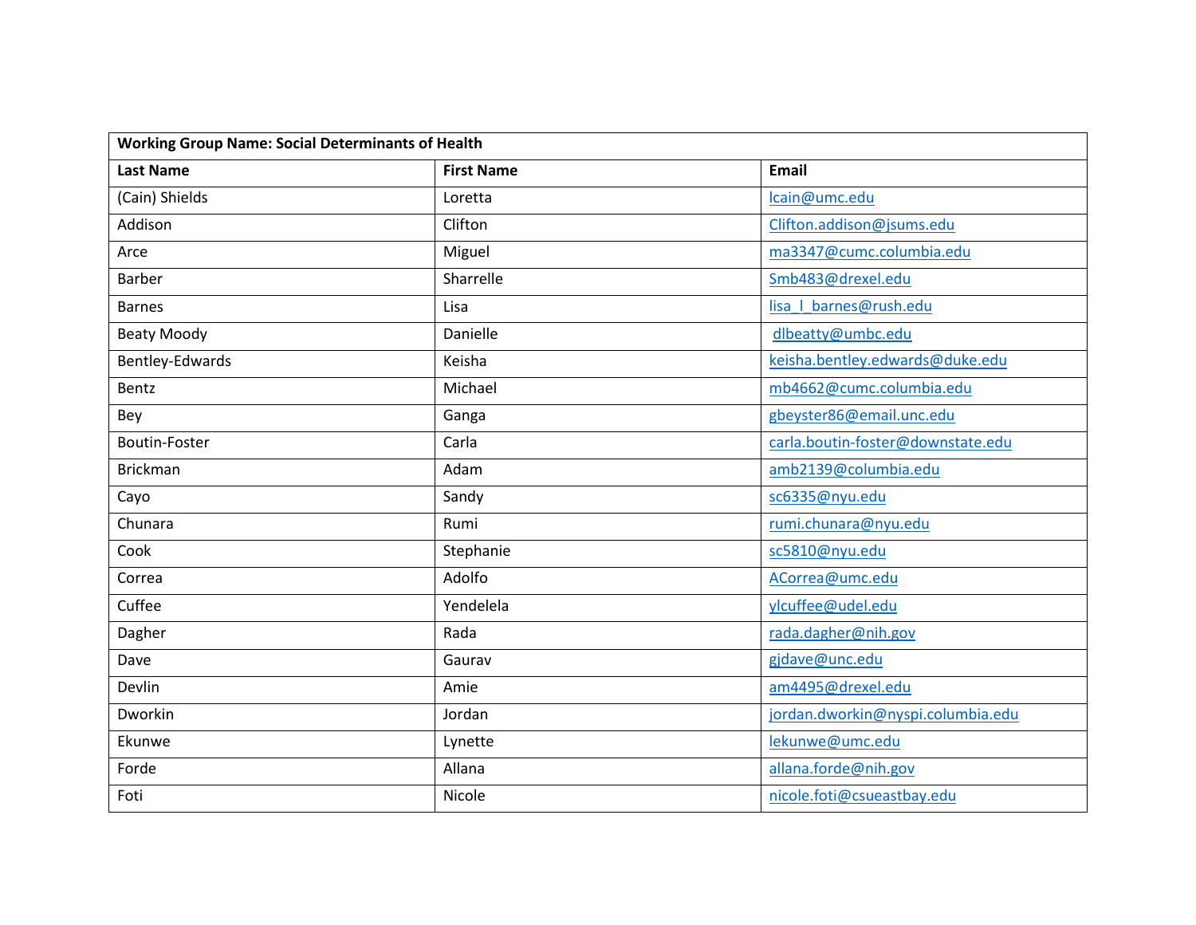| Working Group Name: Social Determinants of Health | | |
|---|---|---|
| **Last Name** | **First Name** | **Email** |
| (Cain) Shields | Loretta | lcain@umc.edu |
| Addison | Clifton | Clifton.addison@jsums.edu |
| Arce | Miguel | ma3347@cumc.columbia.edu |
| Barber | Sharrelle | Smb483@drexel.edu |
| Barnes | Lisa | lisa_l_barnes@rush.edu |
| Beaty Moody | Danielle | dlbeatty@umbc.edu |
| Bentley-Edwards | Keisha | keisha.bentley.edwards@duke.edu |
| Bentz | Michael | mb4662@cumc.columbia.edu |
| Bey | Ganga | gbeyster86@email.unc.edu |
| Boutin-Foster | Carla | carla.boutin-foster@downstate.edu |
| Brickman | Adam | amb2139@columbia.edu |
| Cayo | Sandy | sc6335@nyu.edu |
| Chunara | Rumi | rumi.chunara@nyu.edu |
| Cook | Stephanie | sc5810@nyu.edu |
| Correa | Adolfo | ACorrea@umc.edu |
| Cuffee | Yendelela | ylcuffee@udel.edu |
| Dagher | Rada | rada.dagher@nih.gov |
| Dave | Gaurav | gjdave@unc.edu |
| Devlin | Amie | am4495@drexel.edu |
| Dworkin | Jordan | jordan.dworkin@nyspi.columbia.edu |
| Ekunwe | Lynette | lekunwe@umc.edu |
| Forde | Allana | allana.forde@nih.gov |
| Foti | Nicole | nicole.foti@csueastbay.edu |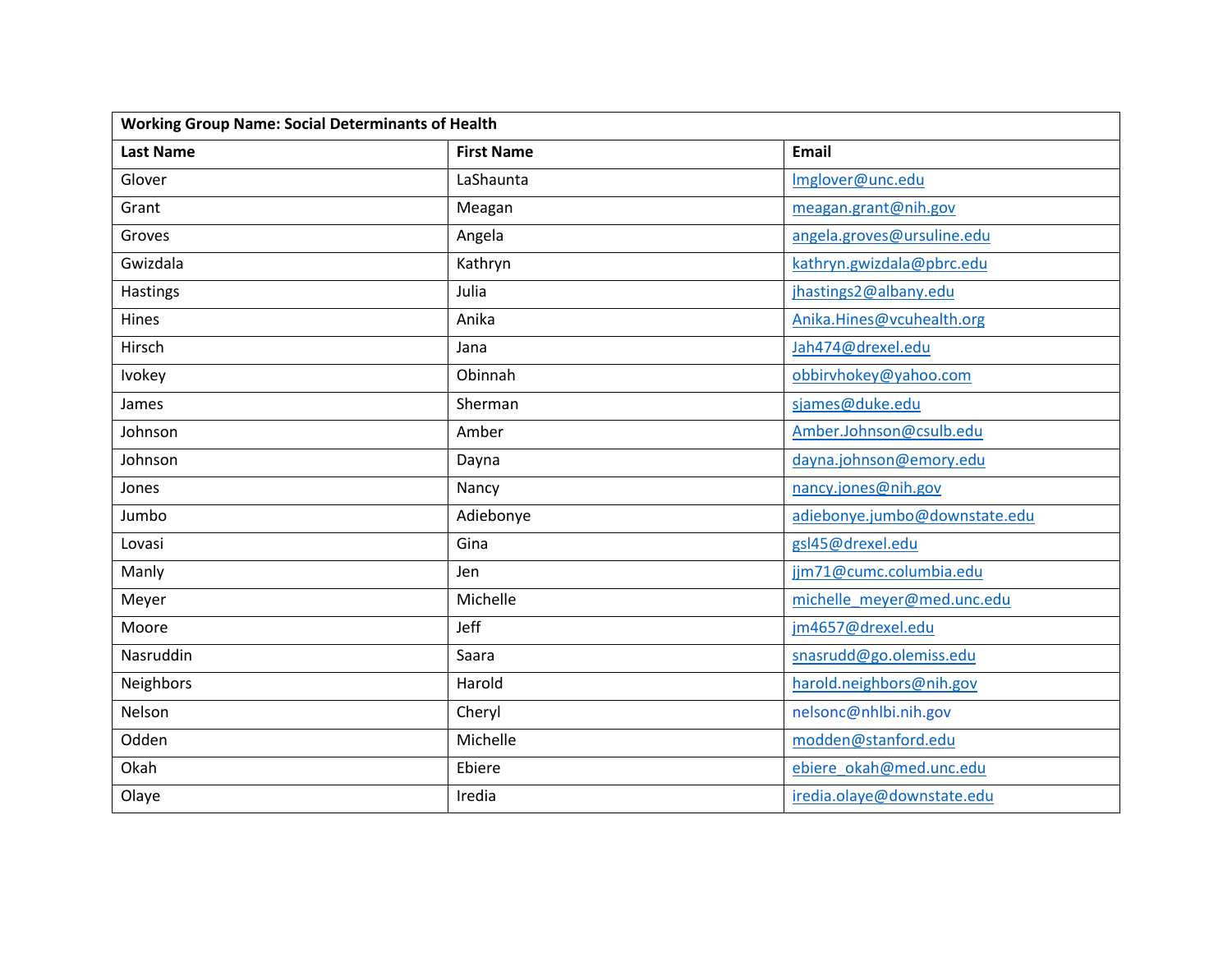| Working Group Name: Social Determinants of Health | | |
|---|---|---|
| **Last Name** | **First Name** | **Email** |
| Glover | LaShaunta | lmglover@unc.edu |
| Grant | Meagan | meagan.grant@nih.gov |
| Groves | Angela | angela.groves@ursuline.edu |
| Gwizdala | Kathryn | kathryn.gwizdala@pbrc.edu |
| Hastings | Julia | jhastings2@albany.edu |
| Hines | Anika | Anika.Hines@vcuhealth.org |
| Hirsch | Jana | Jah474@drexel.edu |
| Ivokey | Obinnah | obbirvhokey@yahoo.com |
| James | Sherman | sjames@duke.edu |
| Johnson | Amber | Amber.Johnson@csulb.edu |
| Johnson | Dayna | dayna.johnson@emory.edu |
| Jones | Nancy | nancy.jones@nih.gov |
| Jumbo | Adiebonye | adiebonye.jumbo@downstate.edu |
| Lovasi | Gina | gsl45@drexel.edu |
| Manly | Jen | jjm71@cumc.columbia.edu |
| Meyer | Michelle | michelle_meyer@med.unc.edu |
| Moore | Jeff | jm4657@drexel.edu |
| Nasruddin | Saara | snasrudd@go.olemiss.edu |
| Neighbors | Harold | harold.neighbors@nih.gov |
| Nelson | Cheryl | nelsonc@nhlbi.nih.gov |
| Odden | Michelle | modden@stanford.edu |
| Okah | Ebiere | ebiere_okah@med.unc.edu |
| Olaye | Iredia | iredia.olaye@downstate.edu |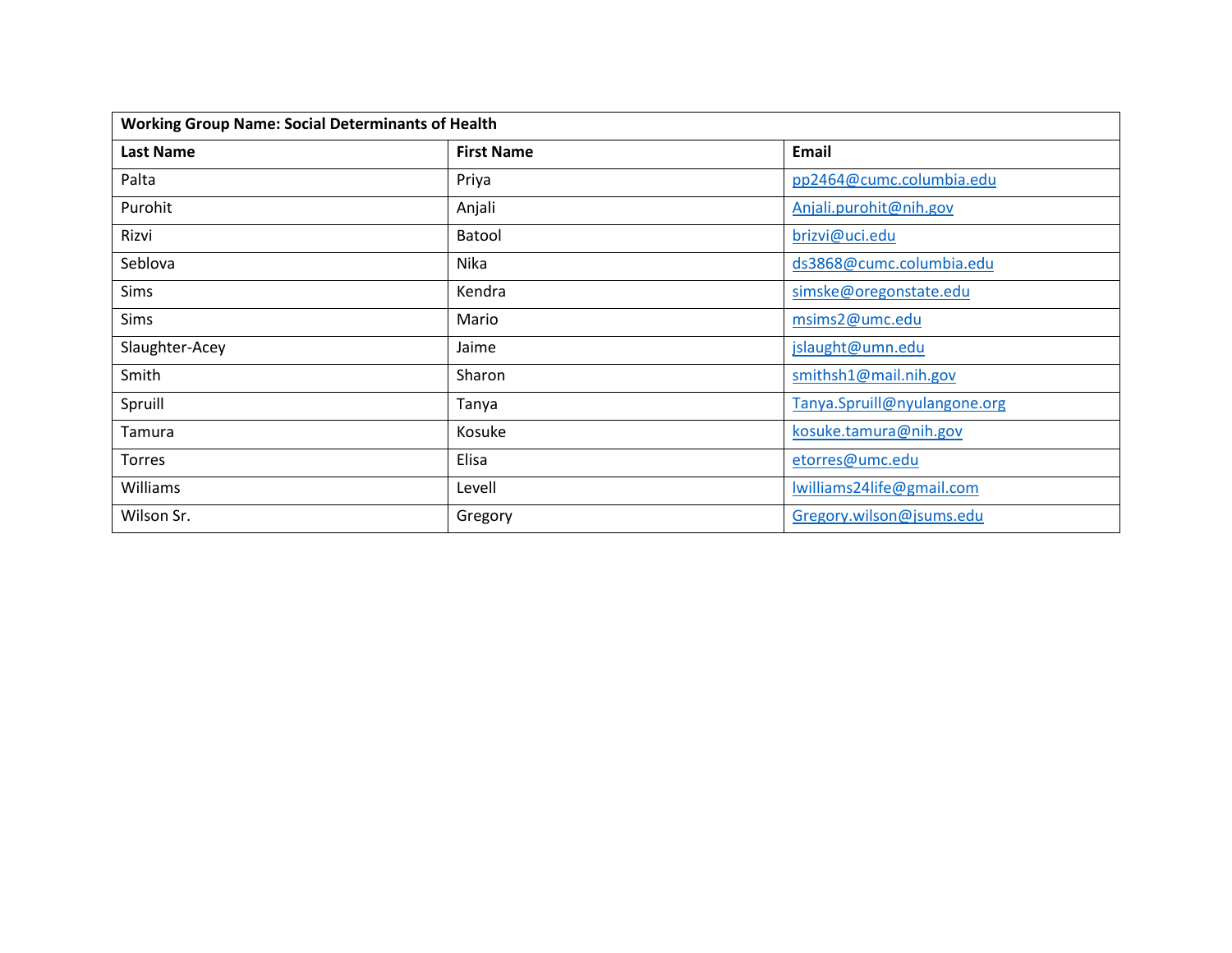| Working Group Name: Social Determinants of Health | | |
|---|---|---|
| **Last Name** | **First Name** | **Email** |
| Palta | Priya | pp2464@cumc.columbia.edu |
| Purohit | Anjali | Anjali.purohit@nih.gov |
| Rizvi | Batool | brizvi@uci.edu |
| Seblova | Nika | ds3868@cumc.columbia.edu |
| Sims | Kendra | simske@oregonstate.edu |
| Sims | Mario | msims2@umc.edu |
| Slaughter-Acey | Jaime | jslaught@umn.edu |
| Smith | Sharon | smithsh1@mail.nih.gov |
| Spruill | Tanya | Tanya.Spruill@nyulangone.org |
| Tamura | Kosuke | kosuke.tamura@nih.gov |
| Torres | Elisa | etorres@umc.edu |
| Williams | Levell | lwilliams24life@gmail.com |
| Wilson Sr. | Gregory | Gregory.wilson@jsums.edu |